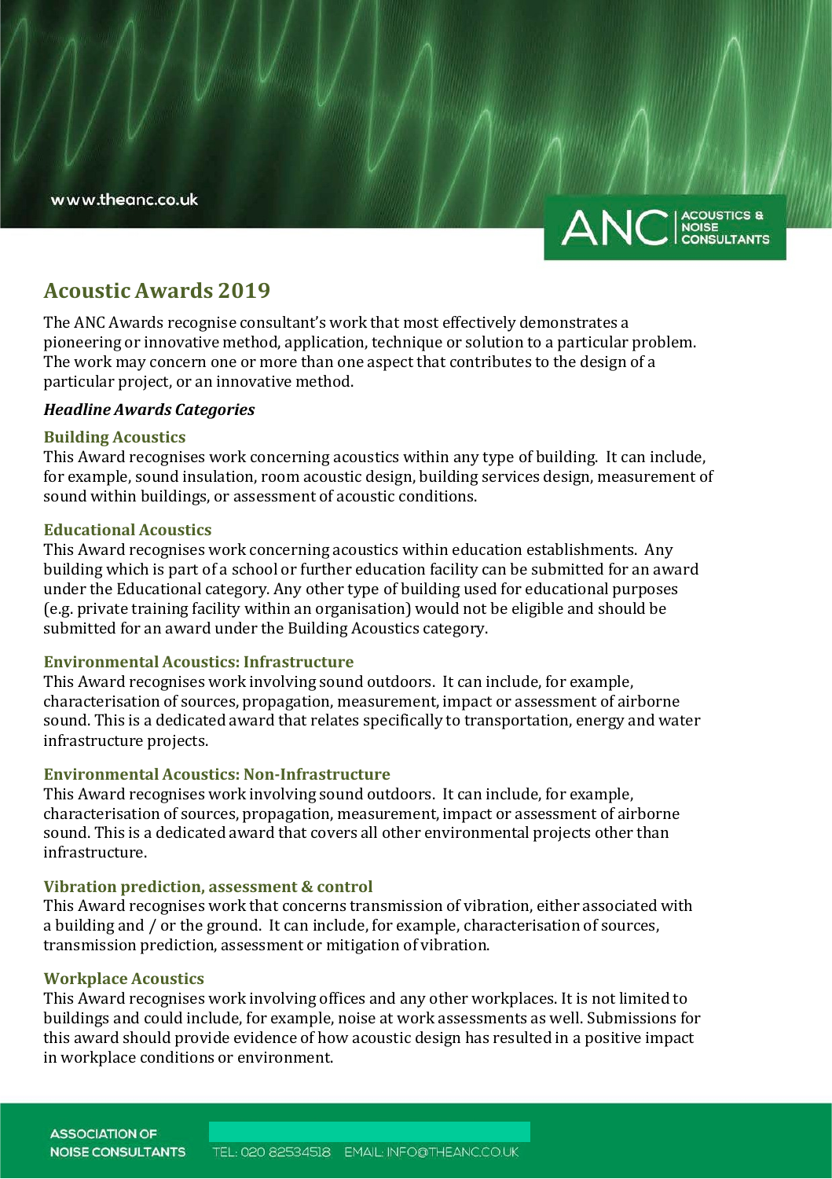# Acoustic Awards 2019

The ANC Awards recognise consultant's work that most effectively demonstrates a pioneering or innovative method, application, technique or solution to a particular problem. The work may concern one or more than one aspect that contributes to the design of a particular project, or an innovative method.

***Headline Awards Categories***

### Building Acoustics

This Award recognises work concerning acoustics within any type of building. It can include, for example, sound insulation, room acoustic design, building services design, measurement of sound within buildings, or assessment of acoustic conditions.

### Educational Acoustics

This Award recognises work concerning acoustics within education establishments. Any building which is part of a school or further education facility can be submitted for an award under the Educational category. Any other type of building used for educational purposes (e.g. private training facility within an organisation) would not be eligible and should be submitted for an award under the Building Acoustics category.

### Environmental Acoustics: Infrastructure

This Award recognises work involving sound outdoors. It can include, for example, characterisation of sources, propagation, measurement, impact or assessment of airborne sound. This is a dedicated award that relates specifically to transportation, energy and water infrastructure projects.

### Environmental Acoustics: Non-Infrastructure

This Award recognises work involving sound outdoors. It can include, for example, characterisation of sources, propagation, measurement, impact or assessment of airborne sound. This is a dedicated award that covers all other environmental projects other than infrastructure.

### Vibration prediction, assessment & control

This Award recognises work that concerns transmission of vibration, either associated with a building and / or the ground. It can include, for example, characterisation of sources, transmission prediction, assessment or mitigation of vibration.

### Workplace Acoustics

This Award recognises work involving offices and any other workplaces. It is not limited to buildings and could include, for example, noise at work assessments as well. Submissions for this award should provide evidence of how acoustic design has resulted in a positive impact in workplace conditions or environment.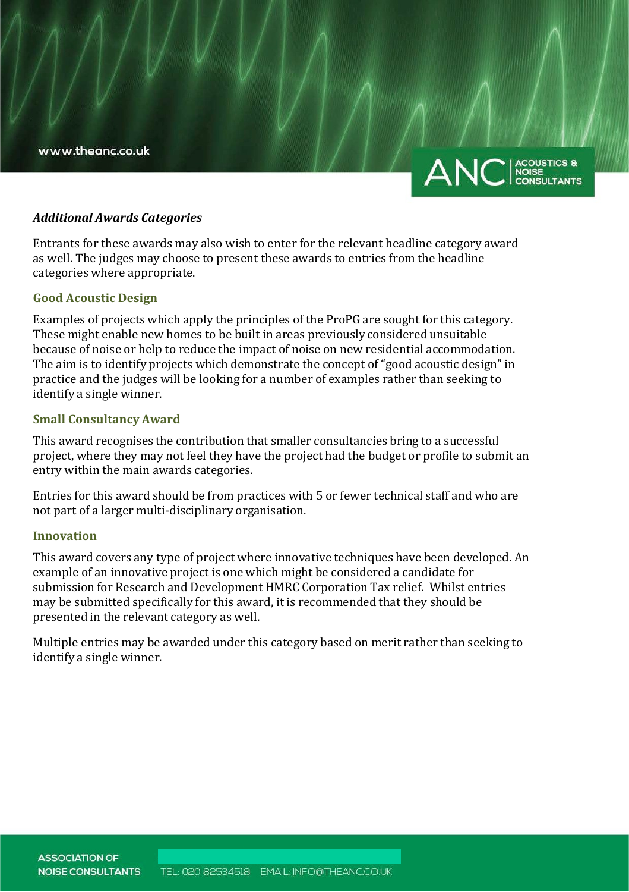***Additional Awards Categories***

Entrants for these awards may also wish to enter for the relevant headline category award as well. The judges may choose to present these awards to entries from the headline categories where appropriate.

### Good Acoustic Design

Examples of projects which apply the principles of the ProPG are sought for this category. These might enable new homes to be built in areas previously considered unsuitable because of noise or help to reduce the impact of noise on new residential accommodation. The aim is to identify projects which demonstrate the concept of "good acoustic design" in practice and the judges will be looking for a number of examples rather than seeking to identify a single winner.

### Small Consultancy Award

This award recognises the contribution that smaller consultancies bring to a successful project, where they may not feel they have the project had the budget or profile to submit an entry within the main awards categories.

Entries for this award should be from practices with 5 or fewer technical staff and who are not part of a larger multi-disciplinary organisation.

### Innovation

This award covers any type of project where innovative techniques have been developed. An example of an innovative project is one which might be considered a candidate for submission for Research and Development HMRC Corporation Tax relief. Whilst entries may be submitted specifically for this award, it is recommended that they should be presented in the relevant category as well.

Multiple entries may be awarded under this category based on merit rather than seeking to identify a single winner.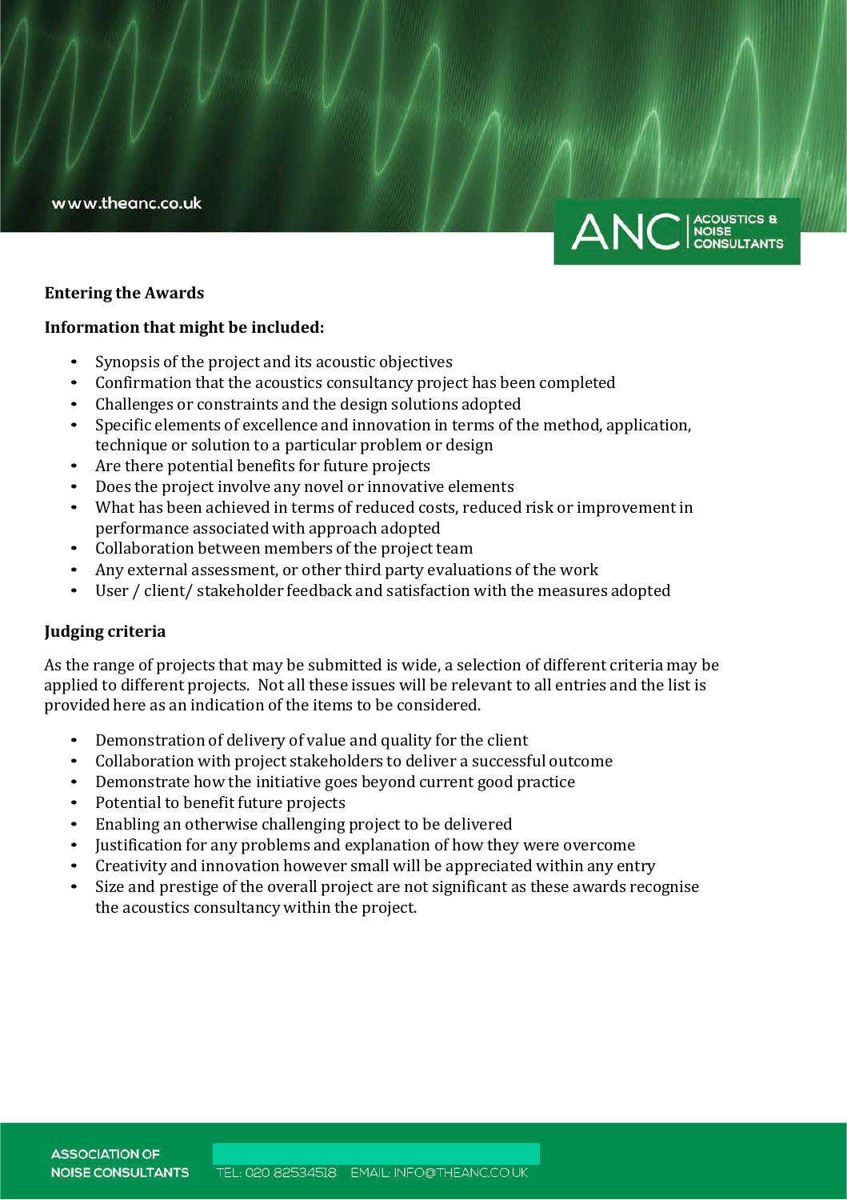**Entering the Awards**

**Information that might be included:**

- Synopsis of the project and its acoustic objectives
- Confirmation that the acoustics consultancy project has been completed
- Challenges or constraints and the design solutions adopted
- Specific elements of excellence and innovation in terms of the method, application, technique or solution to a particular problem or design
- Are there potential benefits for future projects
- Does the project involve any novel or innovative elements
- What has been achieved in terms of reduced costs, reduced risk or improvement in performance associated with approach adopted
- Collaboration between members of the project team
- Any external assessment, or other third party evaluations of the work
- User / client/ stakeholder feedback and satisfaction with the measures adopted

**Judging criteria**

As the range of projects that may be submitted is wide, a selection of different criteria may be applied to different projects. Not all these issues will be relevant to all entries and the list is provided here as an indication of the items to be considered.

- Demonstration of delivery of value and quality for the client
- Collaboration with project stakeholders to deliver a successful outcome
- Demonstrate how the initiative goes beyond current good practice
- Potential to benefit future projects
- Enabling an otherwise challenging project to be delivered
- Justification for any problems and explanation of how they were overcome
- Creativity and innovation however small will be appreciated within any entry
- Size and prestige of the overall project are not significant as these awards recognise the acoustics consultancy within the project.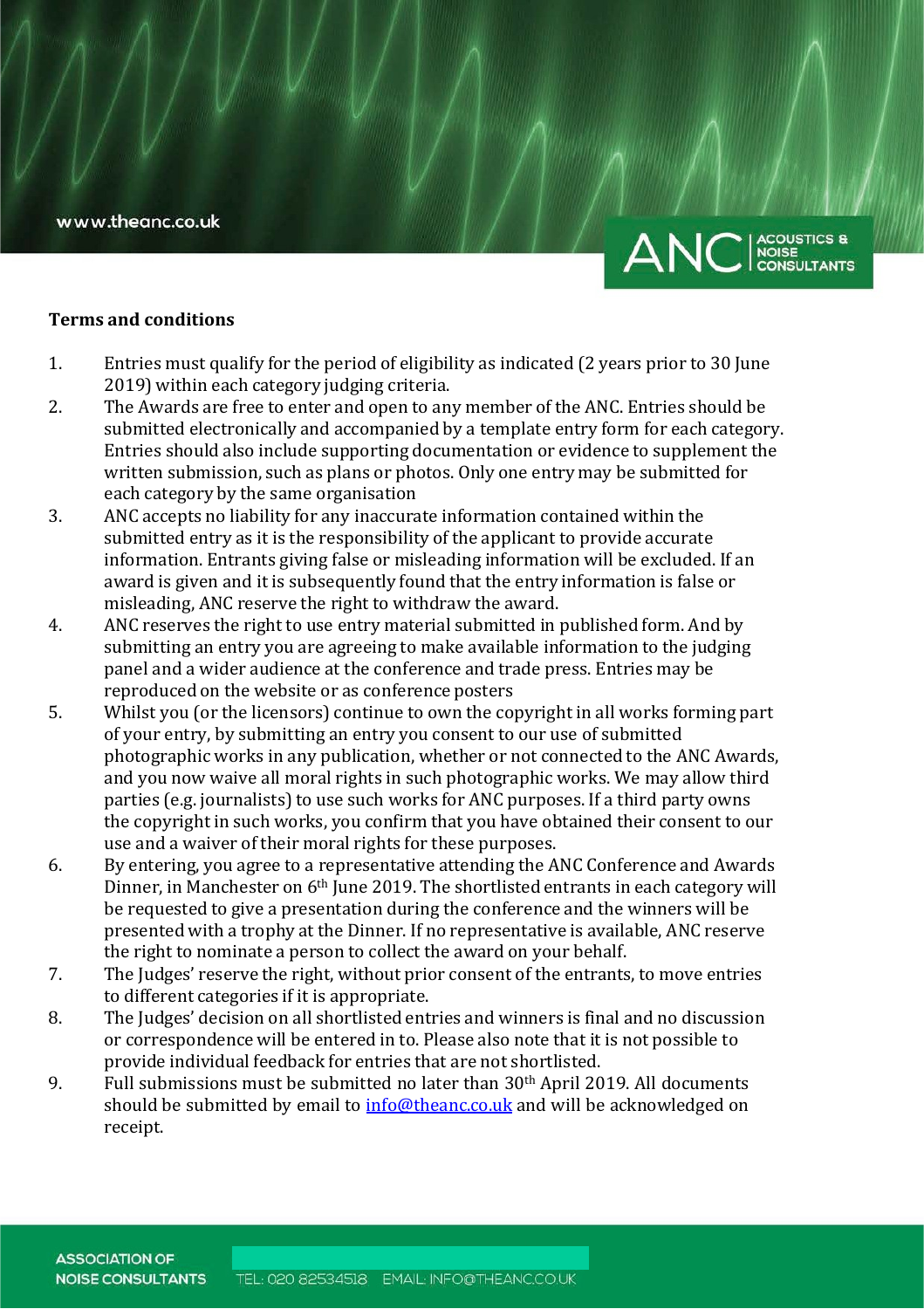**Terms and conditions**

1. Entries must qualify for the period of eligibility as indicated (2 years prior to 30 June 2019) within each category judging criteria.
2. The Awards are free to enter and open to any member of the ANC. Entries should be submitted electronically and accompanied by a template entry form for each category. Entries should also include supporting documentation or evidence to supplement the written submission, such as plans or photos. Only one entry may be submitted for each category by the same organisation
3. ANC accepts no liability for any inaccurate information contained within the submitted entry as it is the responsibility of the applicant to provide accurate information. Entrants giving false or misleading information will be excluded. If an award is given and it is subsequently found that the entry information is false or misleading, ANC reserve the right to withdraw the award.
4. ANC reserves the right to use entry material submitted in published form. And by submitting an entry you are agreeing to make available information to the judging panel and a wider audience at the conference and trade press. Entries may be reproduced on the website or as conference posters
5. Whilst you (or the licensors) continue to own the copyright in all works forming part of your entry, by submitting an entry you consent to our use of submitted photographic works in any publication, whether or not connected to the ANC Awards, and you now waive all moral rights in such photographic works. We may allow third parties (e.g. journalists) to use such works for ANC purposes. If a third party owns the copyright in such works, you confirm that you have obtained their consent to our use and a waiver of their moral rights for these purposes.
6. By entering, you agree to a representative attending the ANC Conference and Awards Dinner, in Manchester on 6th June 2019. The shortlisted entrants in each category will be requested to give a presentation during the conference and the winners will be presented with a trophy at the Dinner. If no representative is available, ANC reserve the right to nominate a person to collect the award on your behalf.
7. The Judges' reserve the right, without prior consent of the entrants, to move entries to different categories if it is appropriate.
8. The Judges' decision on all shortlisted entries and winners is final and no discussion or correspondence will be entered in to. Please also note that it is not possible to provide individual feedback for entries that are not shortlisted.
9. Full submissions must be submitted no later than 30th April 2019. All documents should be submitted by email to info@theanc.co.uk and will be acknowledged on receipt.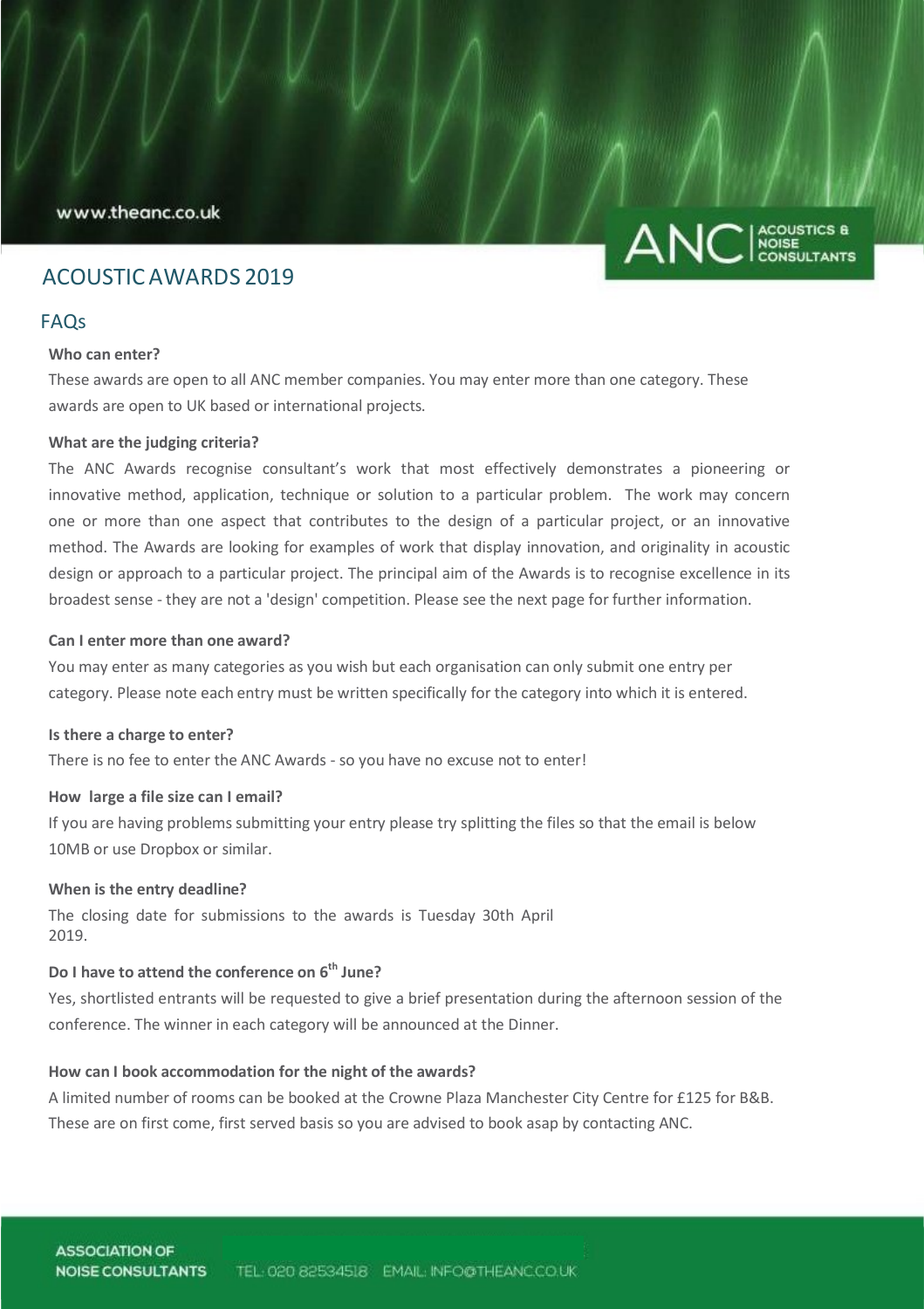www.theanc.co.uk

# ACOUSTIC AWARDS 2019

## FAQs

**Who can enter?**

These awards are open to all ANC member companies. You may enter more than one category. These awards are open to UK based or international projects.

**What are the judging criteria?**

The ANC Awards recognise consultant's work that most effectively demonstrates a pioneering or innovative method, application, technique or solution to a particular problem. The work may concern one or more than one aspect that contributes to the design of a particular project, or an innovative method. The Awards are looking for examples of work that display innovation, and originality in acoustic design or approach to a particular project. The principal aim of the Awards is to recognise excellence in its broadest sense - they are not a 'design' competition. Please see the next page for further information.

**Can I enter more than one award?**

You may enter as many categories as you wish but each organisation can only submit one entry per category. Please note each entry must be written specifically for the category into which it is entered.

**Is there a charge to enter?**

There is no fee to enter the ANC Awards - so you have no excuse not to enter!

**How large a file size can I email?**

If you are having problems submitting your entry please try splitting the files so that the email is below 10MB or use Dropbox or similar.

**When is the entry deadline?**

The closing date for submissions to the awards is Tuesday 30th April 2019.

**Do I have to attend the conference on 6th June?**

Yes, shortlisted entrants will be requested to give a brief presentation during the afternoon session of the conference. The winner in each category will be announced at the Dinner.

**How can I book accommodation for the night of the awards?**

A limited number of rooms can be booked at the Crowne Plaza Manchester City Centre for £125 for B&B. These are on first come, first served basis so you are advised to book asap by contacting ANC.

ASSOCIATION OF NOISE CONSULTANTS TEL: 020 82534518 EMAIL: INFO@THEANC.CO.UK